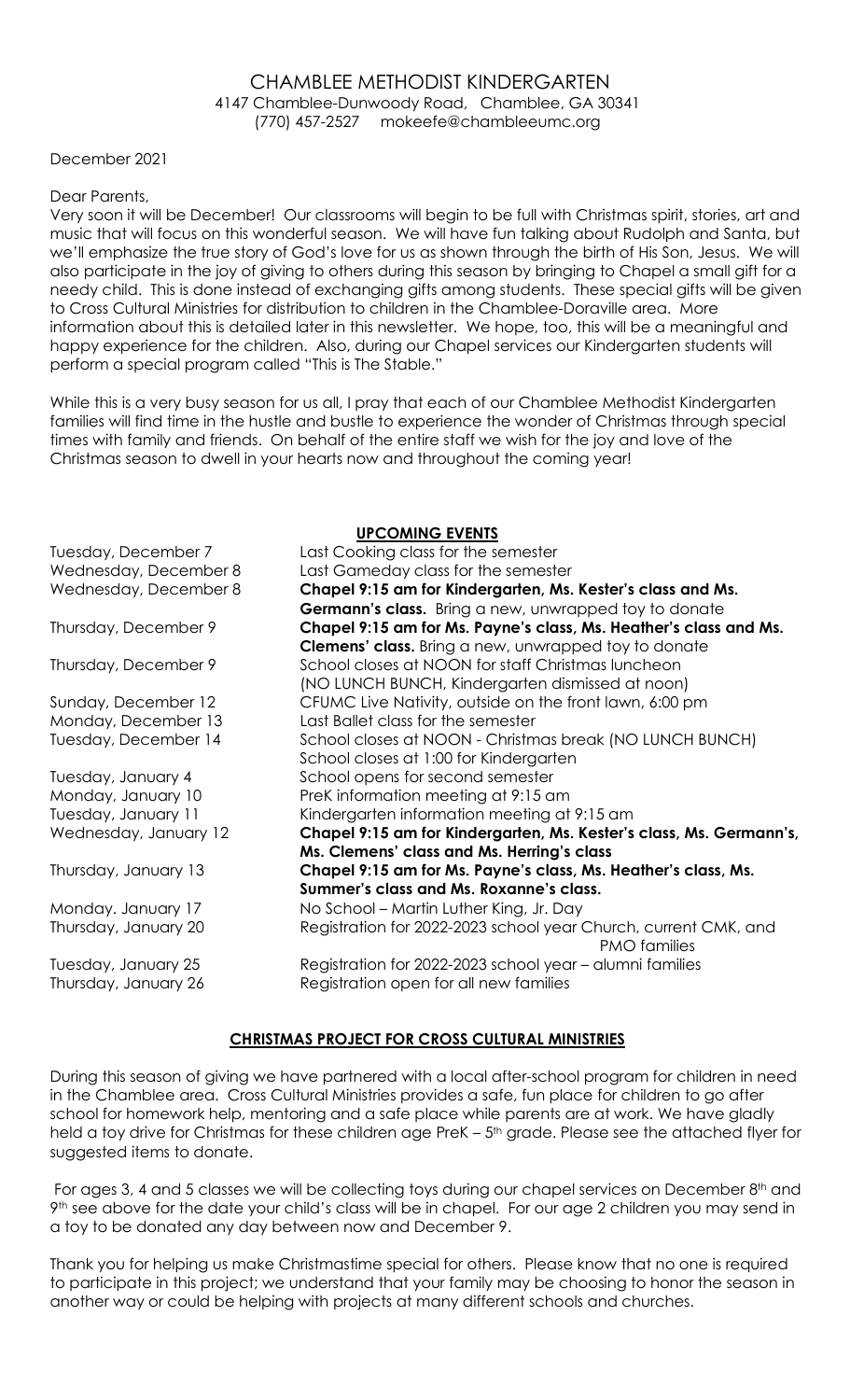# CHAMBLEE METHODIST KINDERGARTEN

4147 Chamblee-Dunwoody Road, Chamblee, GA 30341
(770) 457-2527 mokeefe@chambleeumc.org

December 2021

Dear Parents,

Very soon it will be December! Our classrooms will begin to be full with Christmas spirit, stories, art and music that will focus on this wonderful season. We will have fun talking about Rudolph and Santa, but we'll emphasize the true story of God's love for us as shown through the birth of His Son, Jesus. We will also participate in the joy of giving to others during this season by bringing to Chapel a small gift for a needy child. This is done instead of exchanging gifts among students. These special gifts will be given to Cross Cultural Ministries for distribution to children in the Chamblee-Doraville area. More information about this is detailed later in this newsletter. We hope, too, this will be a meaningful and happy experience for the children. Also, during our Chapel services our Kindergarten students will perform a special program called "This is The Stable."

While this is a very busy season for us all, I pray that each of our Chamblee Methodist Kindergarten families will find time in the hustle and bustle to experience the wonder of Christmas through special times with family and friends. On behalf of the entire staff we wish for the joy and love of the Christmas season to dwell in your hearts now and throughout the coming year!

## UPCOMING EVENTS

| | |
|---|---|
| Tuesday, December 7 | Last Cooking class for the semester |
| Wednesday, December 8 | Last Gameday class for the semester |
| Wednesday, December 8 | **Chapel 9:15 am for Kindergarten, Ms. Kester's class and Ms. Germann's class.** Bring a new, unwrapped toy to donate |
| Thursday, December 9 | **Chapel 9:15 am for Ms. Payne's class, Ms. Heather's class and Ms. Clemens' class.** Bring a new, unwrapped toy to donate |
| Thursday, December 9 | School closes at NOON for staff Christmas luncheon (NO LUNCH BUNCH, Kindergarten dismissed at noon) |
| Sunday, December 12 | CFUMC Live Nativity, outside on the front lawn, 6:00 pm |
| Monday, December 13 | Last Ballet class for the semester |
| Tuesday, December 14 | School closes at NOON - Christmas break (NO LUNCH BUNCH) School closes at 1:00 for Kindergarten |
| Tuesday, January 4 | School opens for second semester |
| Monday, January 10 | PreK information meeting at 9:15 am |
| Tuesday, January 11 | Kindergarten information meeting at 9:15 am |
| Wednesday, January 12 | **Chapel 9:15 am for Kindergarten, Ms. Kester's class, Ms. Germann's, Ms. Clemens' class and Ms. Herring's class** |
| Thursday, January 13 | **Chapel 9:15 am for Ms. Payne's class, Ms. Heather's class, Ms. Summer's class and Ms. Roxanne's class.** |
| Monday. January 17 | No School – Martin Luther King, Jr. Day |
| Thursday, January 20 | Registration for 2022-2023 school year Church, current CMK, and PMO families |
| Tuesday, January 25 | Registration for 2022-2023 school year – alumni families |
| Thursday, January 26 | Registration open for all new families |

## CHRISTMAS PROJECT FOR CROSS CULTURAL MINISTRIES

During this season of giving we have partnered with a local after-school program for children in need in the Chamblee area. Cross Cultural Ministries provides a safe, fun place for children to go after school for homework help, mentoring and a safe place while parents are at work. We have gladly held a toy drive for Christmas for these children age PreK – 5th grade. Please see the attached flyer for suggested items to donate.

For ages 3, 4 and 5 classes we will be collecting toys during our chapel services on December 8th and 9th see above for the date your child's class will be in chapel. For our age 2 children you may send in a toy to be donated any day between now and December 9.

Thank you for helping us make Christmastime special for others. Please know that no one is required to participate in this project; we understand that your family may be choosing to honor the season in another way or could be helping with projects at many different schools and churches.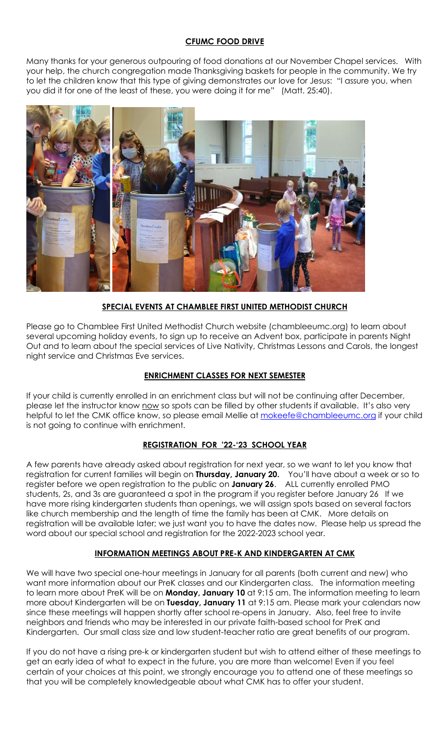## CFUMC FOOD DRIVE

Many thanks for your generous outpouring of food donations at our November Chapel services. With your help, the church congregation made Thanksgiving baskets for people in the community. We try to let the children know that this type of giving demonstrates our love for Jesus: "I assure you, when you did it for one of the least of these, you were doing it for me" (Matt. 25:40).

## SPECIAL EVENTS AT CHAMBLEE FIRST UNITED METHODIST CHURCH

Please go to Chamblee First United Methodist Church website (chambleeumc.org) to learn about several upcoming holiday events, to sign up to receive an Advent box, participate in parents Night Out and to learn about the special services of Live Nativity, Christmas Lessons and Carols, the longest night service and Christmas Eve services.

## ENRICHMENT CLASSES FOR NEXT SEMESTER

If your child is currently enrolled in an enrichment class but will not be continuing after December, please let the instructor know now so spots can be filled by other students if available. It's also very helpful to let the CMK office know, so please email Mellie at mokeefe@chambleeumc.org if your child is not going to continue with enrichment.

## REGISTRATION FOR '22-'23 SCHOOL YEAR

A few parents have already asked about registration for next year, so we want to let you know that registration for current families will begin on **Thursday, January 20.** You'll have about a week or so to register before we open registration to the public on **January 26**. ALL currently enrolled PMO students, 2s, and 3s are guaranteed a spot in the program if you register before January 26 If we have more rising kindergarten students than openings, we will assign spots based on several factors like church membership and the length of time the family has been at CMK. More details on registration will be available later; we just want you to have the dates now. Please help us spread the word about our special school and registration for the 2022-2023 school year.

## INFORMATION MEETINGS ABOUT PRE-K AND KINDERGARTEN AT CMK

We will have two special one-hour meetings in January for all parents (both current and new) who want more information about our PreK classes and our Kindergarten class. The information meeting to learn more about PreK will be on **Monday, January 10** at 9:15 am. The information meeting to learn more about Kindergarten will be on **Tuesday, January 11** at 9:15 am. Please mark your calendars now since these meetings will happen shortly after school re-opens in January. Also, feel free to invite neighbors and friends who may be interested in our private faith-based school for PreK and Kindergarten. Our small class size and low student-teacher ratio are great benefits of our program.

If you do not have a rising pre-k or kindergarten student but wish to attend either of these meetings to get an early idea of what to expect in the future, you are more than welcome! Even if you feel certain of your choices at this point, we strongly encourage you to attend one of these meetings so that you will be completely knowledgeable about what CMK has to offer your student.